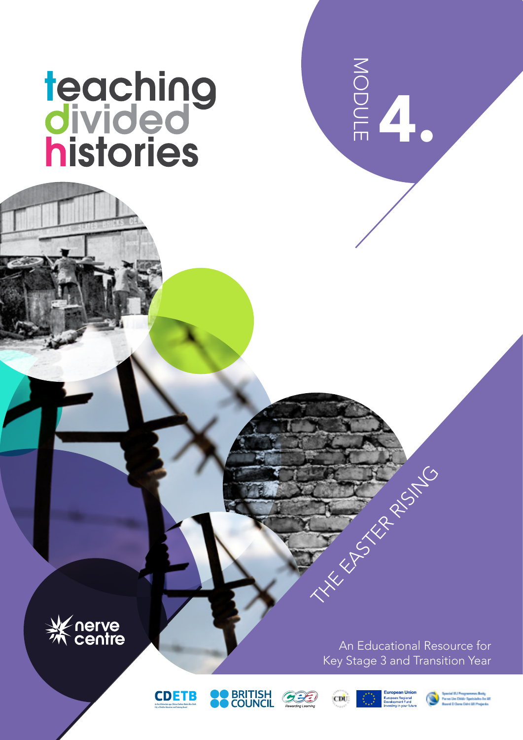# teaching divided histories

MODULE **4.**

## THE EASTER RISING

An Educational Resource for Key Stage 3 and Transition Year

nerve centre

CDETB

BRITISH COUNCIL

cea Rewarding Learning

CDU

European Union
European Regional Development Fund
Investing in your future

Special EU Programmes Body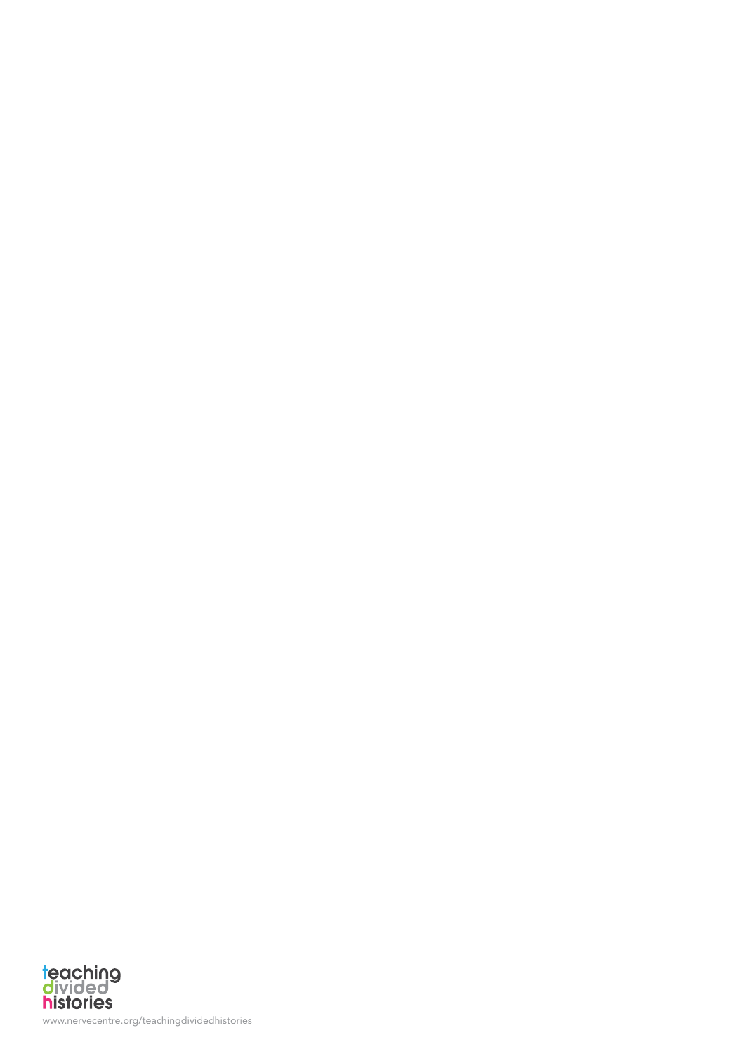teaching
divided
histories

www.nervecentre.org/teachingdividedhistories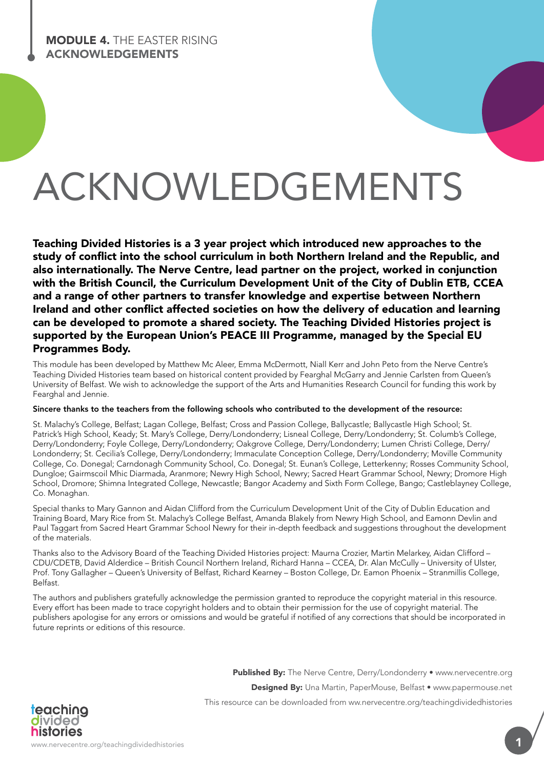# ACKNOWLEDGEMENTS

**Teaching Divided Histories is a 3 year project which introduced new approaches to the study of conflict into the school curriculum in both Northern Ireland and the Republic, and also internationally. The Nerve Centre, lead partner on the project, worked in conjunction with the British Council, the Curriculum Development Unit of the City of Dublin ETB, CCEA and a range of other partners to transfer knowledge and expertise between Northern Ireland and other conflict affected societies on how the delivery of education and learning can be developed to promote a shared society. The Teaching Divided Histories project is supported by the European Union's PEACE III Programme, managed by the Special EU Programmes Body.**

This module has been developed by Matthew Mc Aleer, Emma McDermott, Niall Kerr and John Peto from the Nerve Centre's Teaching Divided Histories team based on historical content provided by Fearghal McGarry and Jennie Carlsten from Queen's University of Belfast. We wish to acknowledge the support of the Arts and Humanities Research Council for funding this work by Fearghal and Jennie.

**Sincere thanks to the teachers from the following schools who contributed to the development of the resource:**

St. Malachy's College, Belfast; Lagan College, Belfast; Cross and Passion College, Ballycastle; Ballycastle High School; St. Patrick's High School, Keady; St. Mary's College, Derry/Londonderry; Lisneal College, Derry/Londonderry; St. Columb's College, Derry/Londonderry; Foyle College, Derry/Londonderry; Oakgrove College, Derry/Londonderry; Lumen Christi College, Derry/Londonderry; St. Cecilia's College, Derry/Londonderry; Immaculate Conception College, Derry/Londonderry; Moville Community College, Co. Donegal; Carndonagh Community School, Co. Donegal; St. Eunan's College, Letterkenny; Rosses Community School, Dungloe; Gairmscoil Mhic Diarmada, Aranmore; Newry High School, Newry; Sacred Heart Grammar School, Newry; Dromore High School, Dromore; Shimna Integrated College, Newcastle; Bangor Academy and Sixth Form College, Bango; Castleblayney College, Co. Monaghan.

Special thanks to Mary Gannon and Aidan Clifford from the Curriculum Development Unit of the City of Dublin Education and Training Board, Mary Rice from St. Malachy's College Belfast, Amanda Blakely from Newry High School, and Eamonn Devlin and Paul Taggart from Sacred Heart Grammar School Newry for their in-depth feedback and suggestions throughout the development of the materials.

Thanks also to the Advisory Board of the Teaching Divided Histories project: Maurna Crozier, Martin Melarkey, Aidan Clifford – CDU/CDETB, David Alderdice – British Council Northern Ireland, Richard Hanna – CCEA, Dr. Alan McCully – University of Ulster, Prof. Tony Gallagher – Queen's University of Belfast, Richard Kearney – Boston College, Dr. Eamon Phoenix – Stranmillis College, Belfast.

The authors and publishers gratefully acknowledge the permission granted to reproduce the copyright material in this resource. Every effort has been made to trace copyright holders and to obtain their permission for the use of copyright material. The publishers apologise for any errors or omissions and would be grateful if notified of any corrections that should be incorporated in future reprints or editions of this resource.

**Published By:** The Nerve Centre, Derry/Londonderry • www.nervecentre.org

**Designed By:** Una Martin, PaperMouse, Belfast • www.papermouse.net

This resource can be downloaded from ww.nervecentre.org/teachingdividedhistories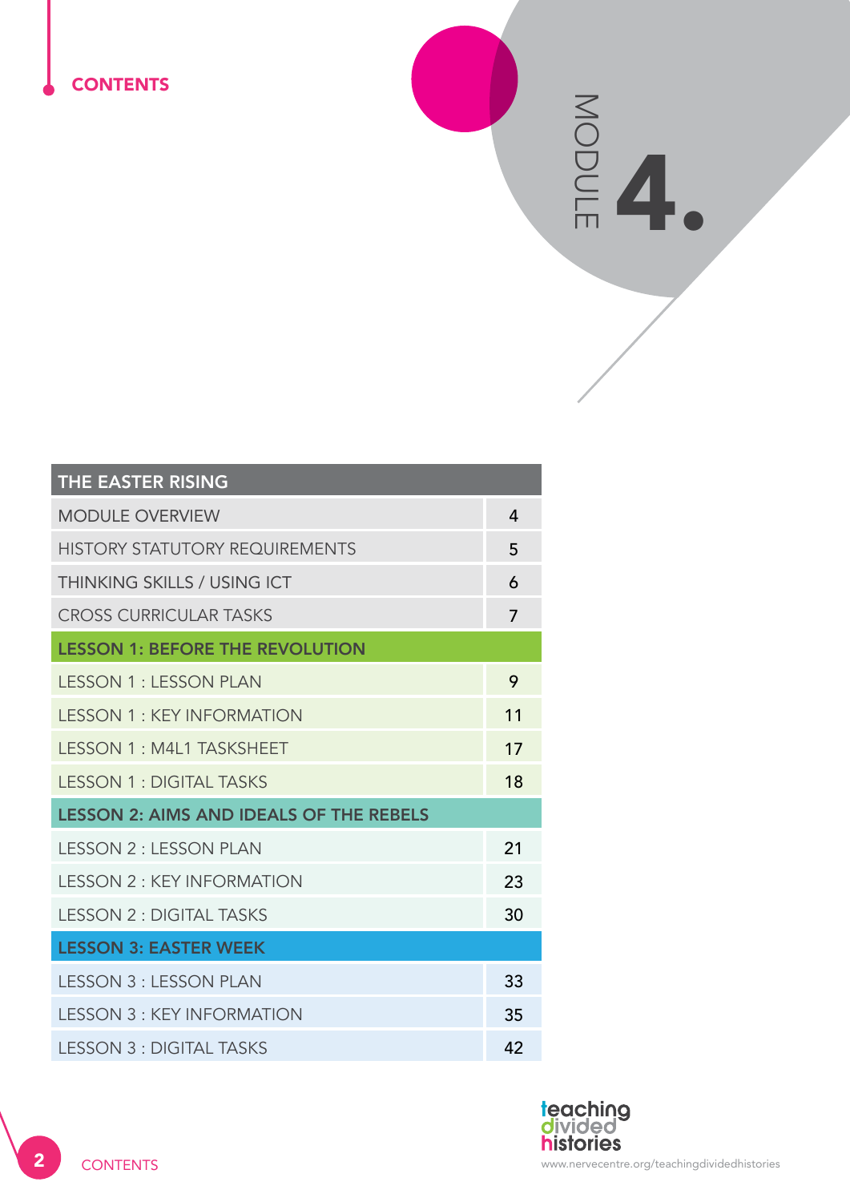# CONTENTS

MODULE **4.**

| THE EASTER RISING | |
|---|---|
| MODULE OVERVIEW | 4 |
| HISTORY STATUTORY REQUIREMENTS | 5 |
| THINKING SKILLS / USING ICT | 6 |
| CROSS CURRICULAR TASKS | 7 |
| **LESSON 1: BEFORE THE REVOLUTION** | |
| LESSON 1 : LESSON PLAN | 9 |
| LESSON 1 : KEY INFORMATION | 11 |
| LESSON 1 : M4L1 TASKSHEET | 17 |
| LESSON 1 : DIGITAL TASKS | 18 |
| **LESSON 2: AIMS AND IDEALS OF THE REBELS** | |
| LESSON 2 : LESSON PLAN | 21 |
| LESSON 2 : KEY INFORMATION | 23 |
| LESSON 2 : DIGITAL TASKS | 30 |
| **LESSON 3: EASTER WEEK** | |
| LESSON 3 : LESSON PLAN | 33 |
| LESSON 3 : KEY INFORMATION | 35 |
| LESSON 3 : DIGITAL TASKS | 42 |

teaching divided histories

www.nervecentre.org/teachingdividedhistories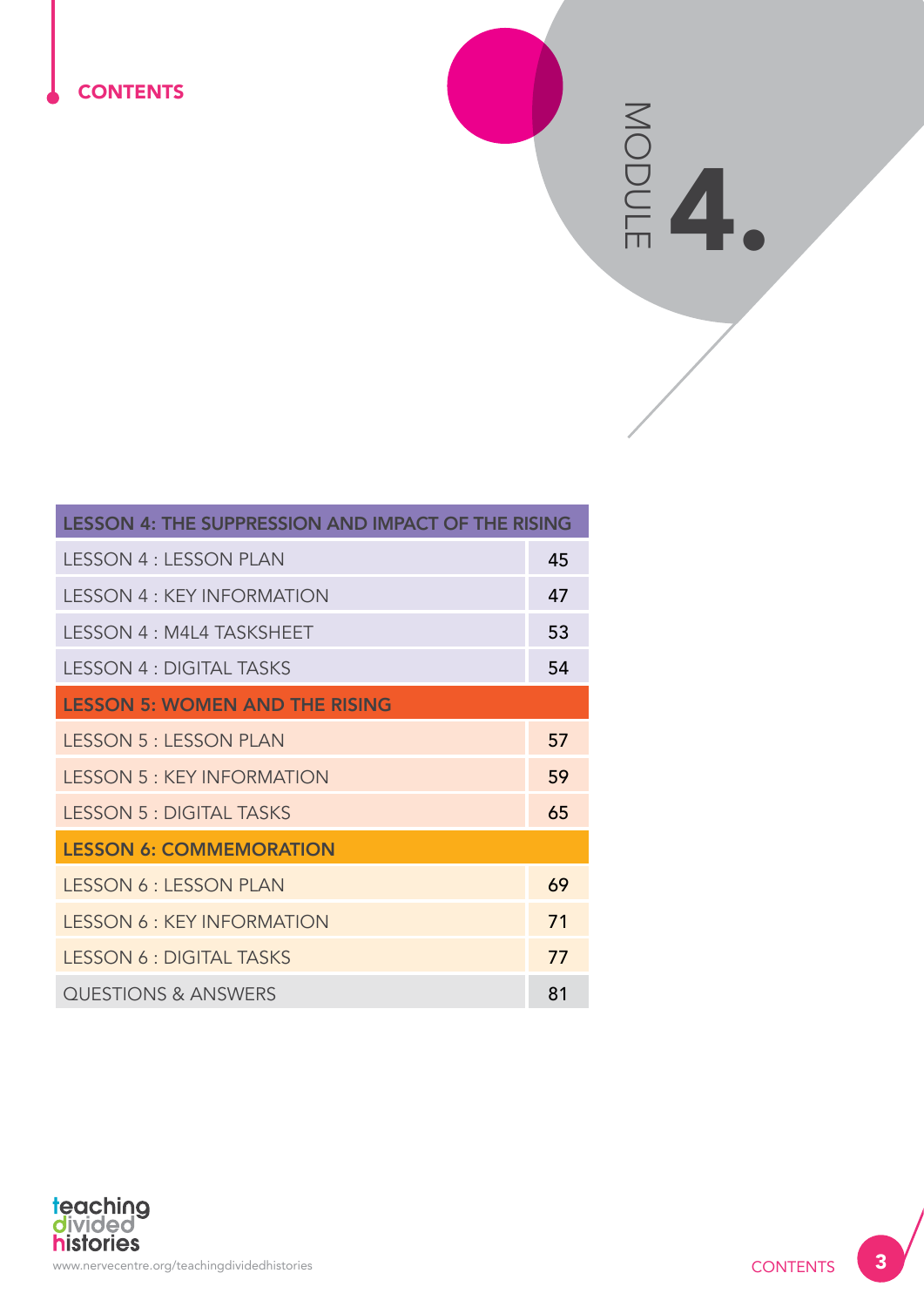# CONTENTS

MODULE **4.**

| LESSON 4: THE SUPPRESSION AND IMPACT OF THE RISING | |
|---|---|
| LESSON 4 : LESSON PLAN | 45 |
| LESSON 4 : KEY INFORMATION | 47 |
| LESSON 4 : M4L4 TASKSHEET | 53 |
| LESSON 4 : DIGITAL TASKS | 54 |
| **LESSON 5: WOMEN AND THE RISING** | |
| LESSON 5 : LESSON PLAN | 57 |
| LESSON 5 : KEY INFORMATION | 59 |
| LESSON 5 : DIGITAL TASKS | 65 |
| **LESSON 6: COMMEMORATION** | |
| LESSON 6 : LESSON PLAN | 69 |
| LESSON 6 : KEY INFORMATION | 71 |
| LESSON 6 : DIGITAL TASKS | 77 |
| QUESTIONS & ANSWERS | 81 |

teaching divided histories

www.nervecentre.org/teachingdividedhistories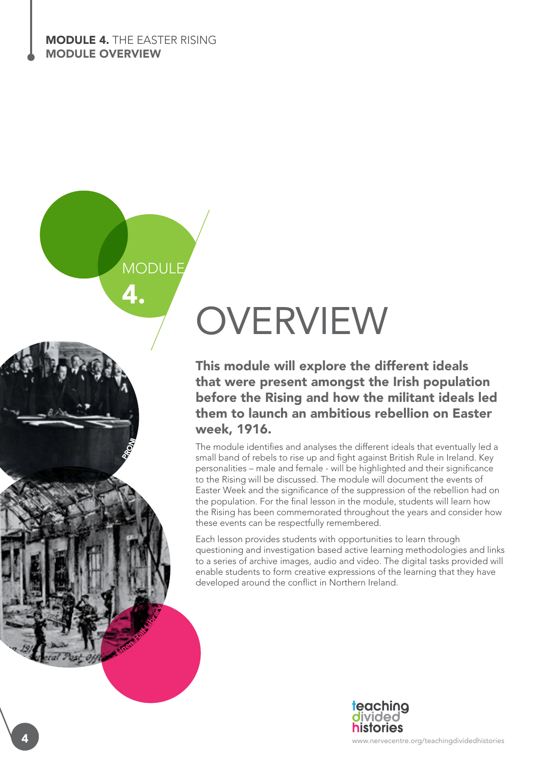MODULE 4.

# OVERVIEW

**This module will explore the different ideals that were present amongst the Irish population before the Rising and how the militant ideals led them to launch an ambitious rebellion on Easter week, 1916.**

The module identifies and analyses the different ideals that eventually led a small band of rebels to rise up and fight against British Rule in Ireland. Key personalities – male and female - will be highlighted and their significance to the Rising will be discussed. The module will document the events of Easter Week and the significance of the suppression of the rebellion had on the population. For the final lesson in the module, students will learn how the Rising has been commemorated throughout the years and consider how these events can be respectfully remembered.

Each lesson provides students with opportunities to learn through questioning and investigation based active learning methodologies and links to a series of archive images, audio and video. The digital tasks provided will enable students to form creative expressions of the learning that they have developed around the conflict in Northern Ireland.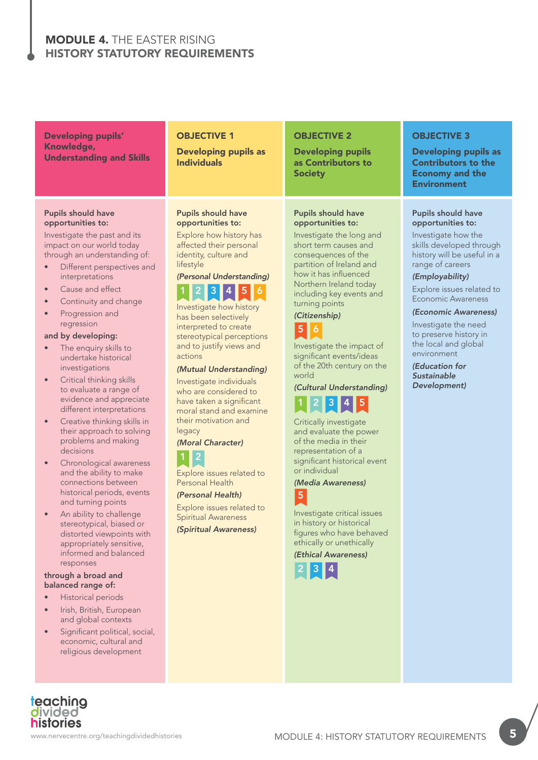# MODULE 4. THE EASTER RISING
## HISTORY STATUTORY REQUIREMENTS

### Developing pupils' Knowledge, Understanding and Skills

**Pupils should have opportunities to:**

Investigate the past and its impact on our world today through an understanding of:

- Different perspectives and interpretations
- Cause and effect
- Continuity and change
- Progression and regression

**and by developing:**

- The enquiry skills to undertake historical investigations
- Critical thinking skills to evaluate a range of evidence and appreciate different interpretations
- Creative thinking skills in their approach to solving problems and making decisions
- Chronological awareness and the ability to make connections between historical periods, events and turning points
- An ability to challenge stereotypical, biased or distorted viewpoints with appropriately sensitive, informed and balanced responses

**through a broad and balanced range of:**

- Historical periods
- Irish, British, European and global contexts
- Significant political, social, economic, cultural and religious development

### OBJECTIVE 1
### Developing pupils as Individuals

**Pupils should have opportunities to:**

Explore how history has affected their personal identity, culture and lifestyle

***(Personal Understanding)***

1 2 3 4 5 6

Investigate how history has been selectively interpreted to create stereotypical perceptions and to justify views and actions

***(Mutual Understanding)***

Investigate individuals who are considered to have taken a significant moral stand and examine their motivation and legacy

***(Moral Character)***

1 2

Explore issues related to Personal Health

***(Personal Health)***

Explore issues related to Spiritual Awareness

***(Spiritual Awareness)***

### OBJECTIVE 2
### Developing pupils as Contributors to Society

**Pupils should have opportunities to:**

Investigate the long and short term causes and consequences of the partition of Ireland and how it has influenced Northern Ireland today including key events and turning points

***(Citizenship)***

5 6

Investigate the impact of significant events/ideas of the 20th century on the world

***(Cultural Understanding)***

1 2 3 4 5

Critically investigate and evaluate the power of the media in their representation of a significant historical event or individual

***(Media Awareness)***

5

Investigate critical issues in history or historical figures who have behaved ethically or unethically

***(Ethical Awareness)***

2 3 4

### OBJECTIVE 3
### Developing pupils as Contributors to the Economy and the Environment

**Pupils should have opportunities to:**

Investigate how the skills developed through history will be useful in a range of careers

***(Employability)***

Explore issues related to Economic Awareness

***(Economic Awareness)***

Investigate the need to preserve history in the local and global environment

***(Education for Sustainable Development)***

teaching divided histories

www.nervecentre.org/teachingdividedhistories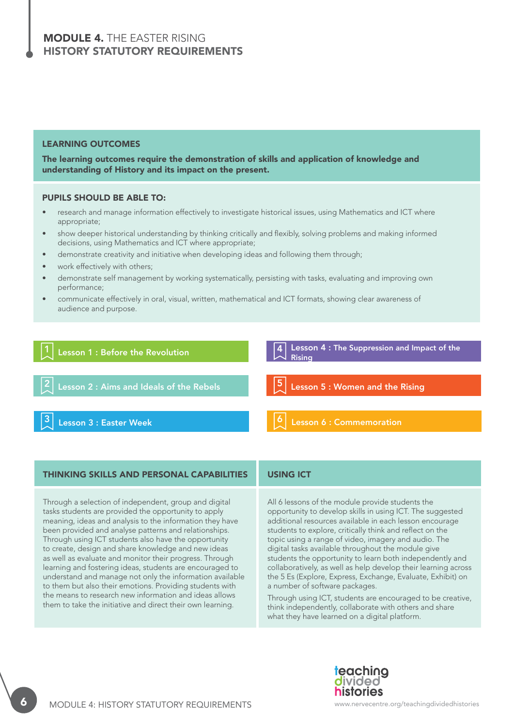# MODULE 4. THE EASTER RISING
## HISTORY STATUTORY REQUIREMENTS

### LEARNING OUTCOMES

**The learning outcomes require the demonstration of skills and application of knowledge and understanding of History and its impact on the present.**

### PUPILS SHOULD BE ABLE TO:

- research and manage information effectively to investigate historical issues, using Mathematics and ICT where appropriate;
- show deeper historical understanding by thinking critically and flexibly, solving problems and making informed decisions, using Mathematics and ICT where appropriate;
- demonstrate creativity and initiative when developing ideas and following them through;
- work effectively with others;
- demonstrate self management by working systematically, persisting with tasks, evaluating and improving own performance;
- communicate effectively in oral, visual, written, mathematical and ICT formats, showing clear awareness of audience and purpose.

1. Lesson 1 : Before the Revolution
2. Lesson 2 : Aims and Ideals of the Rebels
3. Lesson 3 : Easter Week
4. Lesson 4 : The Suppression and Impact of the Rising
5. Lesson 5 : Women and the Rising
6. Lesson 6 : Commemoration

### THINKING SKILLS AND PERSONAL CAPABILITIES

Through a selection of independent, group and digital tasks students are provided the opportunity to apply meaning, ideas and analysis to the information they have been provided and analyse patterns and relationships. Through using ICT students also have the opportunity to create, design and share knowledge and new ideas as well as evaluate and monitor their progress. Through learning and fostering ideas, students are encouraged to understand and manage not only the information available to them but also their emotions. Providing students with the means to research new information and ideas allows them to take the initiative and direct their own learning.

### USING ICT

All 6 lessons of the module provide students the opportunity to develop skills in using ICT. The suggested additional resources available in each lesson encourage students to explore, critically think and reflect on the topic using a range of video, imagery and audio. The digital tasks available throughout the module give students the opportunity to learn both independently and collaboratively, as well as help develop their learning across the 5 Es (Explore, Express, Exchange, Evaluate, Exhibit) on a number of software packages.

Through using ICT, students are encouraged to be creative, think independently, collaborate with others and share what they have learned on a digital platform.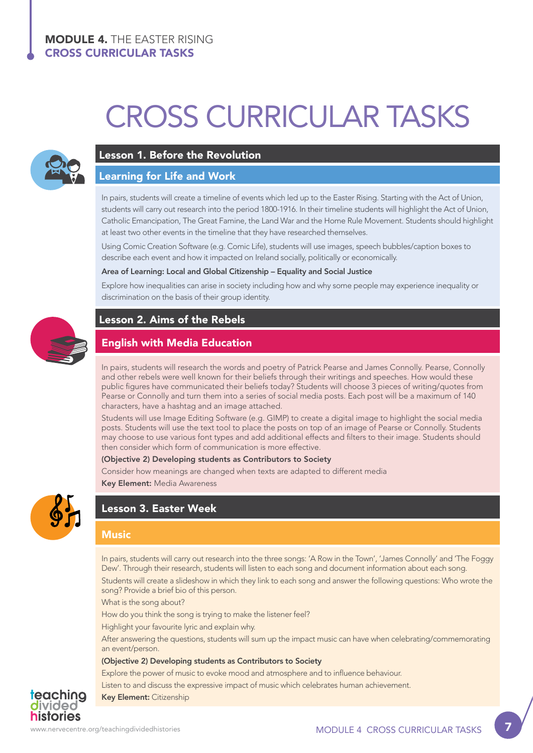# CROSS CURRICULAR TASKS

## Lesson 1. Before the Revolution

### Learning for Life and Work

In pairs, students will create a timeline of events which led up to the Easter Rising. Starting with the Act of Union, students will carry out research into the period 1800-1916. In their timeline students will highlight the Act of Union, Catholic Emancipation, The Great Famine, the Land War and the Home Rule Movement. Students should highlight at least two other events in the timeline that they have researched themselves.

Using Comic Creation Software (e.g. Comic Life), students will use images, speech bubbles/caption boxes to describe each event and how it impacted on Ireland socially, politically or economically.

**Area of Learning: Local and Global Citizenship – Equality and Social Justice**

Explore how inequalities can arise in society including how and why some people may experience inequality or discrimination on the basis of their group identity.

## Lesson 2. Aims of the Rebels

### English with Media Education

In pairs, students will research the words and poetry of Patrick Pearse and James Connolly. Pearse, Connolly and other rebels were well known for their beliefs through their writings and speeches. How would these public figures have communicated their beliefs today? Students will choose 3 pieces of writing/quotes from Pearse or Connolly and turn them into a series of social media posts. Each post will be a maximum of 140 characters, have a hashtag and an image attached.

Students will use Image Editing Software (e.g. GIMP) to create a digital image to highlight the social media posts. Students will use the text tool to place the posts on top of an image of Pearse or Connolly. Students may choose to use various font types and add additional effects and filters to their image. Students should then consider which form of communication is more effective.

**(Objective 2) Developing students as Contributors to Society**

Consider how meanings are changed when texts are adapted to different media

**Key Element:** Media Awareness

## Lesson 3. Easter Week

### Music

In pairs, students will carry out research into the three songs: 'A Row in the Town', 'James Connolly' and 'The Foggy Dew'. Through their research, students will listen to each song and document information about each song.

Students will create a slideshow in which they link to each song and answer the following questions: Who wrote the song? Provide a brief bio of this person.

What is the song about?

How do you think the song is trying to make the listener feel?

Highlight your favourite lyric and explain why.

After answering the questions, students will sum up the impact music can have when celebrating/commemorating an event/person.

**(Objective 2) Developing students as Contributors to Society**

Explore the power of music to evoke mood and atmosphere and to influence behaviour.

Listen to and discuss the expressive impact of music which celebrates human achievement.

**Key Element:** Citizenship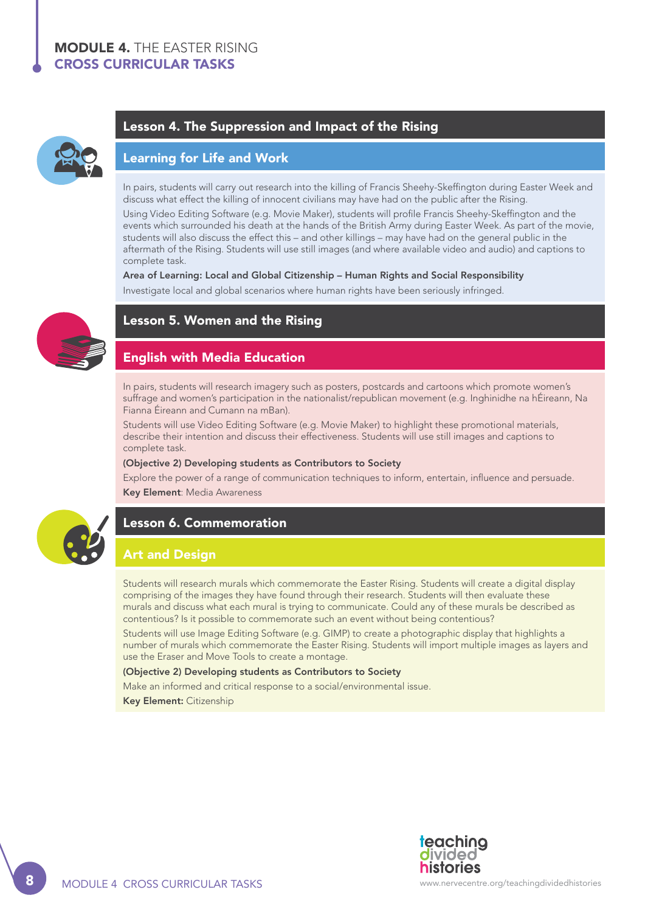# MODULE 4. THE EASTER RISING
## CROSS CURRICULAR TASKS

### Lesson 4. The Suppression and Impact of the Rising

#### Learning for Life and Work

In pairs, students will carry out research into the killing of Francis Sheehy-Skeffington during Easter Week and discuss what effect the killing of innocent civilians may have had on the public after the Rising.

Using Video Editing Software (e.g. Movie Maker), students will profile Francis Sheehy-Skeffington and the events which surrounded his death at the hands of the British Army during Easter Week. As part of the movie, students will also discuss the effect this – and other killings – may have had on the general public in the aftermath of the Rising. Students will use still images (and where available video and audio) and captions to complete task.

**Area of Learning: Local and Global Citizenship – Human Rights and Social Responsibility**

Investigate local and global scenarios where human rights have been seriously infringed.

### Lesson 5. Women and the Rising

#### English with Media Education

In pairs, students will research imagery such as posters, postcards and cartoons which promote women's suffrage and women's participation in the nationalist/republican movement (e.g. Inghinidhe na hÉireann, Na Fianna Éireann and Cumann na mBan).

Students will use Video Editing Software (e.g. Movie Maker) to highlight these promotional materials, describe their intention and discuss their effectiveness. Students will use still images and captions to complete task.

**(Objective 2) Developing students as Contributors to Society**

Explore the power of a range of communication techniques to inform, entertain, influence and persuade.

**Key Element**: Media Awareness

### Lesson 6. Commemoration

#### Art and Design

Students will research murals which commemorate the Easter Rising. Students will create a digital display comprising of the images they have found through their research. Students will then evaluate these murals and discuss what each mural is trying to communicate. Could any of these murals be described as contentious? Is it possible to commemorate such an event without being contentious?

Students will use Image Editing Software (e.g. GIMP) to create a photographic display that highlights a number of murals which commemorate the Easter Rising. Students will import multiple images as layers and use the Eraser and Move Tools to create a montage.

**(Objective 2) Developing students as Contributors to Society**

Make an informed and critical response to a social/environmental issue.

**Key Element:** Citizenship